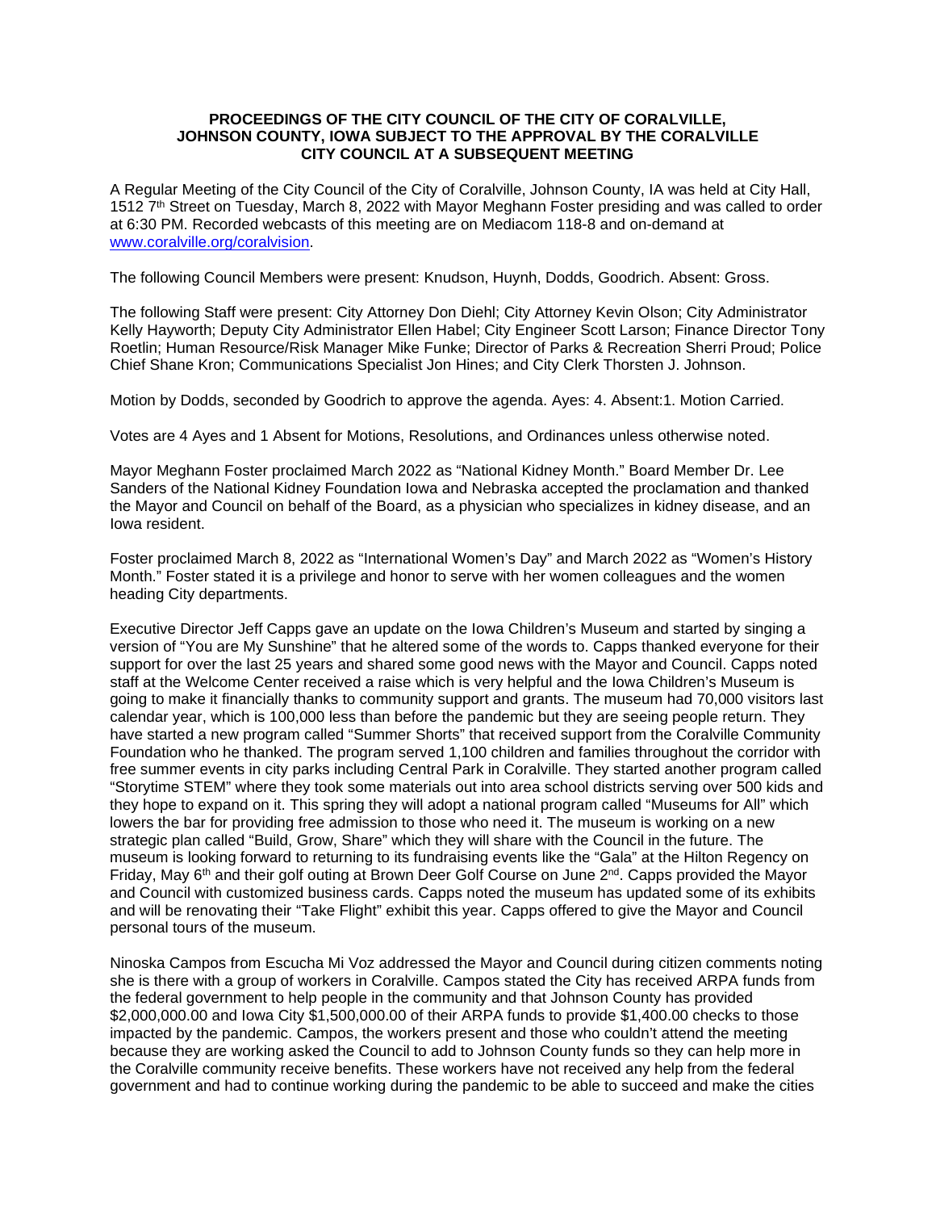**PROCEEDINGS OF THE CITY COUNCIL OF THE CITY OF CORALVILLE, JOHNSON COUNTY, IOWA SUBJECT TO THE APPROVAL BY THE CORALVILLE CITY COUNCIL AT A SUBSEQUENT MEETING**

A Regular Meeting of the City Council of the City of Coralville, Johnson County, IA was held at City Hall, 1512 7th Street on Tuesday, March 8, 2022 with Mayor Meghann Foster presiding and was called to order at 6:30 PM. Recorded webcasts of this meeting are on Mediacom 118-8 and on-demand at [www.coralville.org/coralvision](www.coralville.org/coralvision).

The following Council Members were present: Knudson, Huynh, Dodds, Goodrich. Absent: Gross.

The following Staff were present: City Attorney Don Diehl; City Attorney Kevin Olson; City Administrator Kelly Hayworth; Deputy City Administrator Ellen Habel; City Engineer Scott Larson; Finance Director Tony Roetlin; Human Resource/Risk Manager Mike Funke; Director of Parks & Recreation Sherri Proud; Police Chief Shane Kron; Communications Specialist Jon Hines; and City Clerk Thorsten J. Johnson.

Motion by Dodds, seconded by Goodrich to approve the agenda. Ayes: 4. Absent:1. Motion Carried.

Votes are 4 Ayes and 1 Absent for Motions, Resolutions, and Ordinances unless otherwise noted.

Mayor Meghann Foster proclaimed March 2022 as "National Kidney Month." Board Member Dr. Lee Sanders of the National Kidney Foundation Iowa and Nebraska accepted the proclamation and thanked the Mayor and Council on behalf of the Board, as a physician who specializes in kidney disease, and an Iowa resident.

Foster proclaimed March 8, 2022 as "International Women's Day" and March 2022 as "Women's History Month." Foster stated it is a privilege and honor to serve with her women colleagues and the women heading City departments.

Executive Director Jeff Capps gave an update on the Iowa Children's Museum and started by singing a version of "You are My Sunshine" that he altered some of the words to. Capps thanked everyone for their support for over the last 25 years and shared some good news with the Mayor and Council. Capps noted staff at the Welcome Center received a raise which is very helpful and the Iowa Children's Museum is going to make it financially thanks to community support and grants. The museum had 70,000 visitors last calendar year, which is 100,000 less than before the pandemic but they are seeing people return. They have started a new program called "Summer Shorts" that received support from the Coralville Community Foundation who he thanked. The program served 1,100 children and families throughout the corridor with free summer events in city parks including Central Park in Coralville. They started another program called "Storytime STEM" where they took some materials out into area school districts serving over 500 kids and they hope to expand on it. This spring they will adopt a national program called "Museums for All" which lowers the bar for providing free admission to those who need it. The museum is working on a new strategic plan called "Build, Grow, Share" which they will share with the Council in the future. The museum is looking forward to returning to its fundraising events like the "Gala" at the Hilton Regency on Friday, May 6th and their golf outing at Brown Deer Golf Course on June 2nd. Capps provided the Mayor and Council with customized business cards. Capps noted the museum has updated some of its exhibits and will be renovating their "Take Flight" exhibit this year. Capps offered to give the Mayor and Council personal tours of the museum.

Ninoska Campos from Escucha Mi Voz addressed the Mayor and Council during citizen comments noting she is there with a group of workers in Coralville. Campos stated the City has received ARPA funds from the federal government to help people in the community and that Johnson County has provided $2,000,000.00 and Iowa City $1,500,000.00 of their ARPA funds to provide $1,400.00 checks to those impacted by the pandemic. Campos, the workers present and those who couldn't attend the meeting because they are working asked the Council to add to Johnson County funds so they can help more in the Coralville community receive benefits. These workers have not received any help from the federal government and had to continue working during the pandemic to be able to succeed and make the cities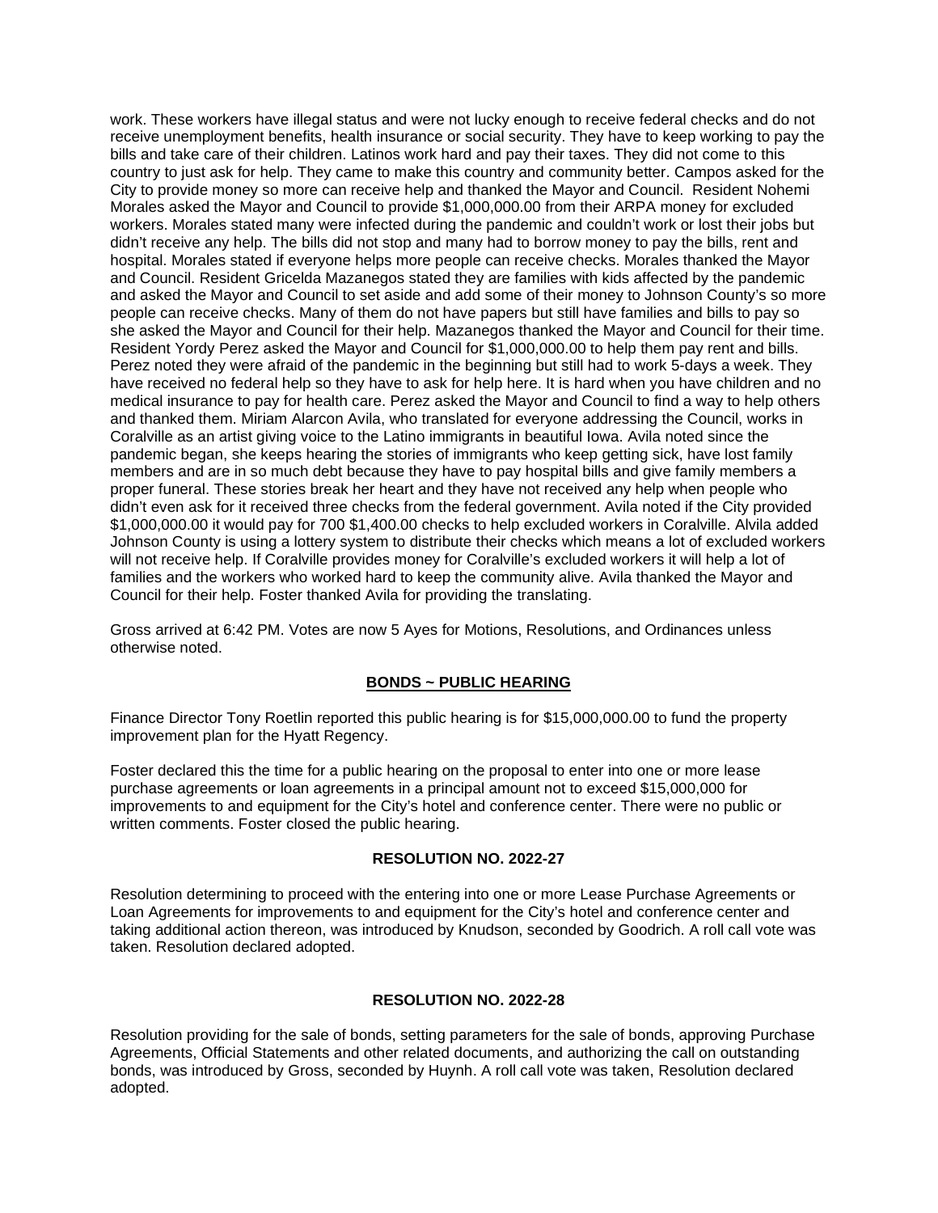work. These workers have illegal status and were not lucky enough to receive federal checks and do not receive unemployment benefits, health insurance or social security. They have to keep working to pay the bills and take care of their children. Latinos work hard and pay their taxes. They did not come to this country to just ask for help. They came to make this country and community better. Campos asked for the City to provide money so more can receive help and thanked the Mayor and Council. Resident Nohemi Morales asked the Mayor and Council to provide $1,000,000.00 from their ARPA money for excluded workers. Morales stated many were infected during the pandemic and couldn't work or lost their jobs but didn't receive any help. The bills did not stop and many had to borrow money to pay the bills, rent and hospital. Morales stated if everyone helps more people can receive checks. Morales thanked the Mayor and Council. Resident Gricelda Mazanegos stated they are families with kids affected by the pandemic and asked the Mayor and Council to set aside and add some of their money to Johnson County's so more people can receive checks. Many of them do not have papers but still have families and bills to pay so she asked the Mayor and Council for their help. Mazanegos thanked the Mayor and Council for their time. Resident Yordy Perez asked the Mayor and Council for $1,000,000.00 to help them pay rent and bills. Perez noted they were afraid of the pandemic in the beginning but still had to work 5-days a week. They have received no federal help so they have to ask for help here. It is hard when you have children and no medical insurance to pay for health care. Perez asked the Mayor and Council to find a way to help others and thanked them. Miriam Alarcon Avila, who translated for everyone addressing the Council, works in Coralville as an artist giving voice to the Latino immigrants in beautiful Iowa. Avila noted since the pandemic began, she keeps hearing the stories of immigrants who keep getting sick, have lost family members and are in so much debt because they have to pay hospital bills and give family members a proper funeral. These stories break her heart and they have not received any help when people who didn't even ask for it received three checks from the federal government. Avila noted if the City provided $1,000,000.00 it would pay for 700 $1,400.00 checks to help excluded workers in Coralville. Alvila added Johnson County is using a lottery system to distribute their checks which means a lot of excluded workers will not receive help. If Coralville provides money for Coralville's excluded workers it will help a lot of families and the workers who worked hard to keep the community alive. Avila thanked the Mayor and Council for their help. Foster thanked Avila for providing the translating.

Gross arrived at 6:42 PM. Votes are now 5 Ayes for Motions, Resolutions, and Ordinances unless otherwise noted.

## BONDS ~ PUBLIC HEARING

Finance Director Tony Roetlin reported this public hearing is for $15,000,000.00 to fund the property improvement plan for the Hyatt Regency.

Foster declared this the time for a public hearing on the proposal to enter into one or more lease purchase agreements or loan agreements in a principal amount not to exceed $15,000,000 for improvements to and equipment for the City's hotel and conference center. There were no public or written comments. Foster closed the public hearing.

## RESOLUTION NO. 2022-27

Resolution determining to proceed with the entering into one or more Lease Purchase Agreements or Loan Agreements for improvements to and equipment for the City's hotel and conference center and taking additional action thereon, was introduced by Knudson, seconded by Goodrich. A roll call vote was taken. Resolution declared adopted.

## RESOLUTION NO. 2022-28

Resolution providing for the sale of bonds, setting parameters for the sale of bonds, approving Purchase Agreements, Official Statements and other related documents, and authorizing the call on outstanding bonds, was introduced by Gross, seconded by Huynh. A roll call vote was taken, Resolution declared adopted.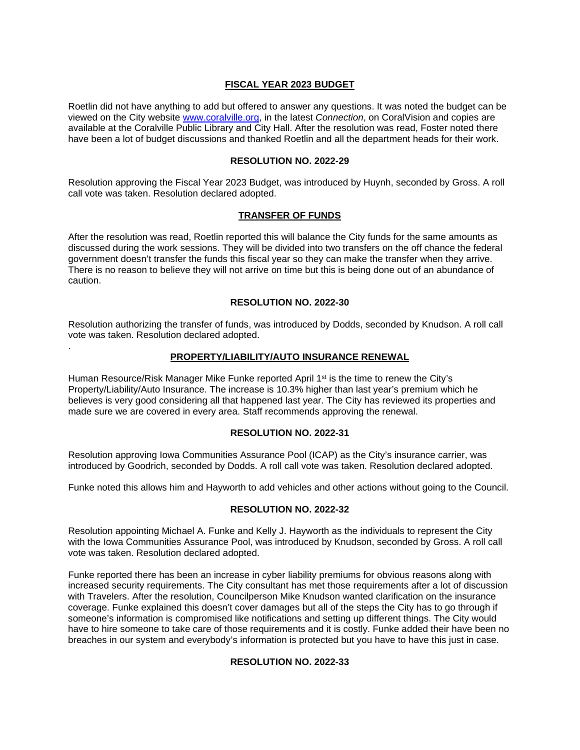## FISCAL YEAR 2023 BUDGET

Roetlin did not have anything to add but offered to answer any questions. It was noted the budget can be viewed on the City website www.coralville.org, in the latest *Connection*, on CoralVision and copies are available at the Coralville Public Library and City Hall. After the resolution was read, Foster noted there have been a lot of budget discussions and thanked Roetlin and all the department heads for their work.

## RESOLUTION NO. 2022-29

Resolution approving the Fiscal Year 2023 Budget, was introduced by Huynh, seconded by Gross. A roll call vote was taken. Resolution declared adopted.

## TRANSFER OF FUNDS

After the resolution was read, Roetlin reported this will balance the City funds for the same amounts as discussed during the work sessions. They will be divided into two transfers on the off chance the federal government doesn't transfer the funds this fiscal year so they can make the transfer when they arrive. There is no reason to believe they will not arrive on time but this is being done out of an abundance of caution.

## RESOLUTION NO. 2022-30

Resolution authorizing the transfer of funds, was introduced by Dodds, seconded by Knudson. A roll call vote was taken. Resolution declared adopted.

.

## PROPERTY/LIABILITY/AUTO INSURANCE RENEWAL

Human Resource/Risk Manager Mike Funke reported April 1st is the time to renew the City's Property/Liability/Auto Insurance. The increase is 10.3% higher than last year's premium which he believes is very good considering all that happened last year. The City has reviewed its properties and made sure we are covered in every area. Staff recommends approving the renewal.

## RESOLUTION NO. 2022-31

Resolution approving Iowa Communities Assurance Pool (ICAP) as the City's insurance carrier, was introduced by Goodrich, seconded by Dodds. A roll call vote was taken. Resolution declared adopted.

Funke noted this allows him and Hayworth to add vehicles and other actions without going to the Council.

## RESOLUTION NO. 2022-32

Resolution appointing Michael A. Funke and Kelly J. Hayworth as the individuals to represent the City with the Iowa Communities Assurance Pool, was introduced by Knudson, seconded by Gross. A roll call vote was taken. Resolution declared adopted.

Funke reported there has been an increase in cyber liability premiums for obvious reasons along with increased security requirements. The City consultant has met those requirements after a lot of discussion with Travelers. After the resolution, Councilperson Mike Knudson wanted clarification on the insurance coverage. Funke explained this doesn't cover damages but all of the steps the City has to go through if someone's information is compromised like notifications and setting up different things. The City would have to hire someone to take care of those requirements and it is costly. Funke added their have been no breaches in our system and everybody's information is protected but you have to have this just in case.

## RESOLUTION NO. 2022-33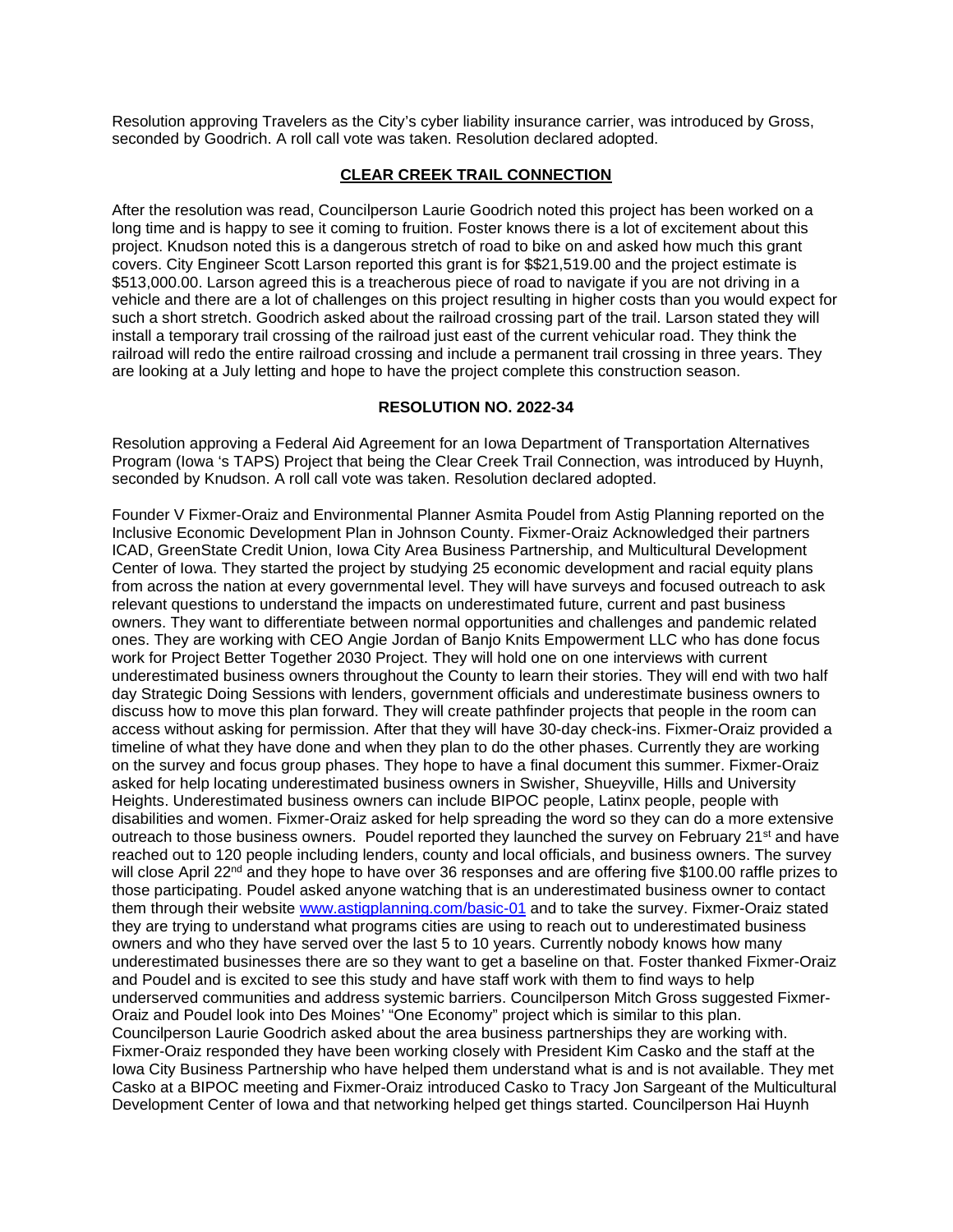Resolution approving Travelers as the City's cyber liability insurance carrier, was introduced by Gross, seconded by Goodrich. A roll call vote was taken. Resolution declared adopted.

**CLEAR CREEK TRAIL CONNECTION**

After the resolution was read, Councilperson Laurie Goodrich noted this project has been worked on a long time and is happy to see it coming to fruition. Foster knows there is a lot of excitement about this project. Knudson noted this is a dangerous stretch of road to bike on and asked how much this grant covers. City Engineer Scott Larson reported this grant is for $$21,519.00 and the project estimate is $513,000.00. Larson agreed this is a treacherous piece of road to navigate if you are not driving in a vehicle and there are a lot of challenges on this project resulting in higher costs than you would expect for such a short stretch. Goodrich asked about the railroad crossing part of the trail. Larson stated they will install a temporary trail crossing of the railroad just east of the current vehicular road. They think the railroad will redo the entire railroad crossing and include a permanent trail crossing in three years. They are looking at a July letting and hope to have the project complete this construction season.

**RESOLUTION NO. 2022-34**

Resolution approving a Federal Aid Agreement for an Iowa Department of Transportation Alternatives Program (Iowa 's TAPS) Project that being the Clear Creek Trail Connection, was introduced by Huynh, seconded by Knudson. A roll call vote was taken. Resolution declared adopted.

Founder V Fixmer-Oraiz and Environmental Planner Asmita Poudel from Astig Planning reported on the Inclusive Economic Development Plan in Johnson County. Fixmer-Oraiz Acknowledged their partners ICAD, GreenState Credit Union, Iowa City Area Business Partnership, and Multicultural Development Center of Iowa. They started the project by studying 25 economic development and racial equity plans from across the nation at every governmental level. They will have surveys and focused outreach to ask relevant questions to understand the impacts on underestimated future, current and past business owners. They want to differentiate between normal opportunities and challenges and pandemic related ones. They are working with CEO Angie Jordan of Banjo Knits Empowerment LLC who has done focus work for Project Better Together 2030 Project. They will hold one on one interviews with current underestimated business owners throughout the County to learn their stories. They will end with two half day Strategic Doing Sessions with lenders, government officials and underestimate business owners to discuss how to move this plan forward. They will create pathfinder projects that people in the room can access without asking for permission. After that they will have 30-day check-ins. Fixmer-Oraiz provided a timeline of what they have done and when they plan to do the other phases. Currently they are working on the survey and focus group phases. They hope to have a final document this summer. Fixmer-Oraiz asked for help locating underestimated business owners in Swisher, Shueyville, Hills and University Heights. Underestimated business owners can include BIPOC people, Latinx people, people with disabilities and women. Fixmer-Oraiz asked for help spreading the word so they can do a more extensive outreach to those business owners. Poudel reported they launched the survey on February 21st and have reached out to 120 people including lenders, county and local officials, and business owners. The survey will close April 22nd and they hope to have over 36 responses and are offering five $100.00 raffle prizes to those participating. Poudel asked anyone watching that is an underestimated business owner to contact them through their website www.astigplanning.com/basic-01 and to take the survey. Fixmer-Oraiz stated they are trying to understand what programs cities are using to reach out to underestimated business owners and who they have served over the last 5 to 10 years. Currently nobody knows how many underestimated businesses there are so they want to get a baseline on that. Foster thanked Fixmer-Oraiz and Poudel and is excited to see this study and have staff work with them to find ways to help underserved communities and address systemic barriers. Councilperson Mitch Gross suggested Fixmer-Oraiz and Poudel look into Des Moines' "One Economy" project which is similar to this plan. Councilperson Laurie Goodrich asked about the area business partnerships they are working with. Fixmer-Oraiz responded they have been working closely with President Kim Casko and the staff at the Iowa City Business Partnership who have helped them understand what is and is not available. They met Casko at a BIPOC meeting and Fixmer-Oraiz introduced Casko to Tracy Jon Sargeant of the Multicultural Development Center of Iowa and that networking helped get things started. Councilperson Hai Huynh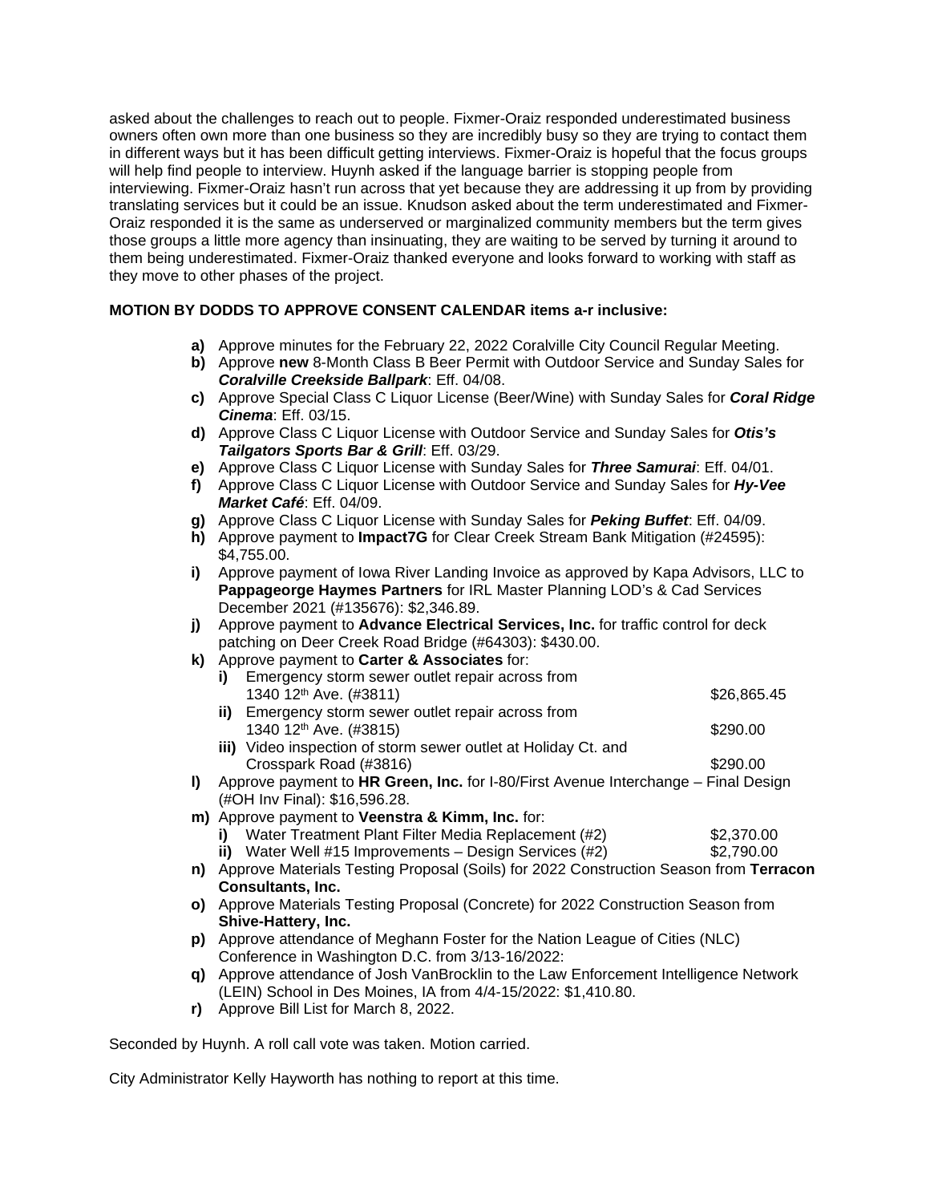asked about the challenges to reach out to people. Fixmer-Oraiz responded underestimated business owners often own more than one business so they are incredibly busy so they are trying to contact them in different ways but it has been difficult getting interviews. Fixmer-Oraiz is hopeful that the focus groups will help find people to interview. Huynh asked if the language barrier is stopping people from interviewing. Fixmer-Oraiz hasn't run across that yet because they are addressing it up from by providing translating services but it could be an issue. Knudson asked about the term underestimated and Fixmer-Oraiz responded it is the same as underserved or marginalized community members but the term gives those groups a little more agency than insinuating, they are waiting to be served by turning it around to them being underestimated. Fixmer-Oraiz thanked everyone and looks forward to working with staff as they move to other phases of the project.

**MOTION BY DODDS TO APPROVE CONSENT CALENDAR items a-r inclusive:**

- **a)** Approve minutes for the February 22, 2022 Coralville City Council Regular Meeting.
- **b)** Approve **new** 8-Month Class B Beer Permit with Outdoor Service and Sunday Sales for ***Coralville Creekside Ballpark***: Eff. 04/08.
- **c)** Approve Special Class C Liquor License (Beer/Wine) with Sunday Sales for ***Coral Ridge Cinema***: Eff. 03/15.
- **d)** Approve Class C Liquor License with Outdoor Service and Sunday Sales for ***Otis's Tailgators Sports Bar & Grill***: Eff. 03/29.
- **e)** Approve Class C Liquor License with Sunday Sales for ***Three Samurai***: Eff. 04/01.
- **f)** Approve Class C Liquor License with Outdoor Service and Sunday Sales for ***Hy-Vee Market Café***: Eff. 04/09.
- **g)** Approve Class C Liquor License with Sunday Sales for ***Peking Buffet***: Eff. 04/09.
- **h)** Approve payment to **Impact7G** for Clear Creek Stream Bank Mitigation (#24595): $4,755.00.
- **i)** Approve payment of Iowa River Landing Invoice as approved by Kapa Advisors, LLC to **Pappageorge Haymes Partners** for IRL Master Planning LOD's & Cad Services December 2021 (#135676): $2,346.89.
- **j)** Approve payment to **Advance Electrical Services, Inc.** for traffic control for deck patching on Deer Creek Road Bridge (#64303): $430.00.
- **k)** Approve payment to **Carter & Associates** for:
  - **i)** Emergency storm sewer outlet repair across from 1340 12th Ave. (#3811) — $26,865.45
  - **ii)** Emergency storm sewer outlet repair across from 1340 12th Ave. (#3815) — $290.00
  - **iii)** Video inspection of storm sewer outlet at Holiday Ct. and Crosspark Road (#3816) — $290.00
- **l)** Approve payment to **HR Green, Inc.** for I-80/First Avenue Interchange – Final Design (#OH Inv Final): $16,596.28.
- **m)** Approve payment to **Veenstra & Kimm, Inc.** for:
  - **i)** Water Treatment Plant Filter Media Replacement (#2) — $2,370.00
  - **ii)** Water Well #15 Improvements – Design Services (#2) — $2,790.00
- **n)** Approve Materials Testing Proposal (Soils) for 2022 Construction Season from **Terracon Consultants, Inc.**
- **o)** Approve Materials Testing Proposal (Concrete) for 2022 Construction Season from **Shive-Hattery, Inc.**
- **p)** Approve attendance of Meghann Foster for the Nation League of Cities (NLC) Conference in Washington D.C. from 3/13-16/2022:
- **q)** Approve attendance of Josh VanBrocklin to the Law Enforcement Intelligence Network (LEIN) School in Des Moines, IA from 4/4-15/2022: $1,410.80.
- **r)** Approve Bill List for March 8, 2022.

Seconded by Huynh. A roll call vote was taken. Motion carried.

City Administrator Kelly Hayworth has nothing to report at this time.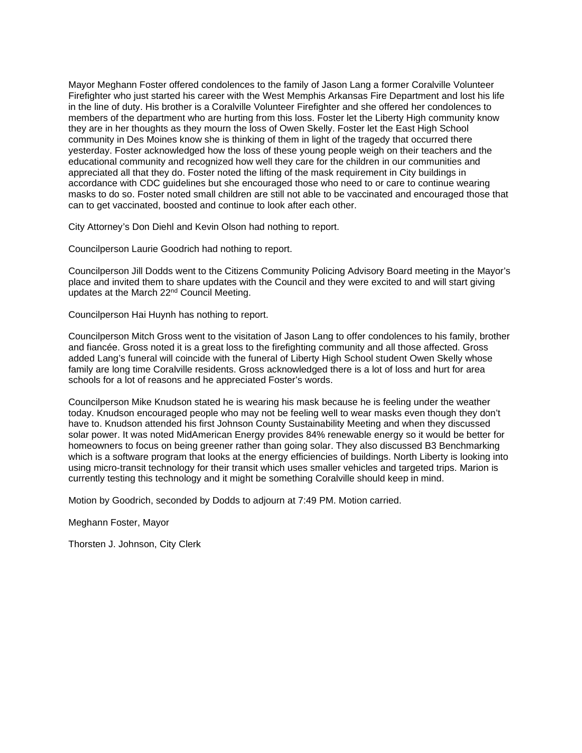Mayor Meghann Foster offered condolences to the family of Jason Lang a former Coralville Volunteer Firefighter who just started his career with the West Memphis Arkansas Fire Department and lost his life in the line of duty. His brother is a Coralville Volunteer Firefighter and she offered her condolences to members of the department who are hurting from this loss. Foster let the Liberty High community know they are in her thoughts as they mourn the loss of Owen Skelly. Foster let the East High School community in Des Moines know she is thinking of them in light of the tragedy that occurred there yesterday. Foster acknowledged how the loss of these young people weigh on their teachers and the educational community and recognized how well they care for the children in our communities and appreciated all that they do. Foster noted the lifting of the mask requirement in City buildings in accordance with CDC guidelines but she encouraged those who need to or care to continue wearing masks to do so. Foster noted small children are still not able to be vaccinated and encouraged those that can to get vaccinated, boosted and continue to look after each other.

City Attorney's Don Diehl and Kevin Olson had nothing to report.

Councilperson Laurie Goodrich had nothing to report.

Councilperson Jill Dodds went to the Citizens Community Policing Advisory Board meeting in the Mayor's place and invited them to share updates with the Council and they were excited to and will start giving updates at the March 22nd Council Meeting.

Councilperson Hai Huynh has nothing to report.

Councilperson Mitch Gross went to the visitation of Jason Lang to offer condolences to his family, brother and fiancée. Gross noted it is a great loss to the firefighting community and all those affected. Gross added Lang's funeral will coincide with the funeral of Liberty High School student Owen Skelly whose family are long time Coralville residents. Gross acknowledged there is a lot of loss and hurt for area schools for a lot of reasons and he appreciated Foster's words.

Councilperson Mike Knudson stated he is wearing his mask because he is feeling under the weather today. Knudson encouraged people who may not be feeling well to wear masks even though they don't have to. Knudson attended his first Johnson County Sustainability Meeting and when they discussed solar power. It was noted MidAmerican Energy provides 84% renewable energy so it would be better for homeowners to focus on being greener rather than going solar. They also discussed B3 Benchmarking which is a software program that looks at the energy efficiencies of buildings. North Liberty is looking into using micro-transit technology for their transit which uses smaller vehicles and targeted trips. Marion is currently testing this technology and it might be something Coralville should keep in mind.

Motion by Goodrich, seconded by Dodds to adjourn at 7:49 PM. Motion carried.

Meghann Foster, Mayor

Thorsten J. Johnson, City Clerk